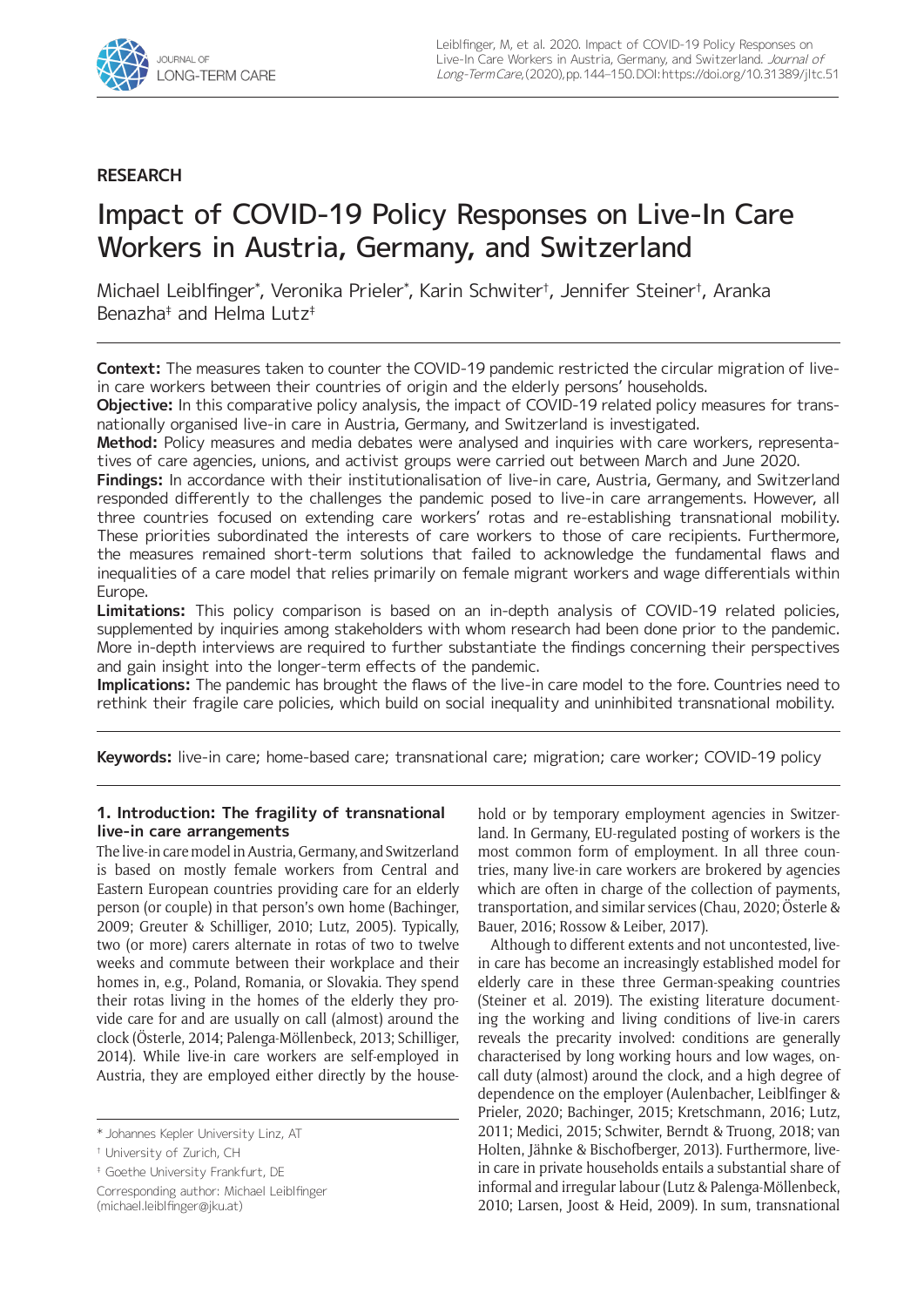**RESEARCH**

# Impact of COVID-19 Policy Responses on Live-In Care Workers in Austria, Germany, and Switzerland

Michael Leiblfinger*, Veronika Prieler*, Karin Schwiter†, Jennifer Steiner†, Aranka Benazha‡ and Helma Lutz‡

**Context:** The measures taken to counter the COVID-19 pandemic restricted the circular migration of live-in care workers between their countries of origin and the elderly persons' households.

**Objective:** In this comparative policy analysis, the impact of COVID-19 related policy measures for transnationally organised live-in care in Austria, Germany, and Switzerland is investigated.

**Method:** Policy measures and media debates were analysed and inquiries with care workers, representatives of care agencies, unions, and activist groups were carried out between March and June 2020.

**Findings:** In accordance with their institutionalisation of live-in care, Austria, Germany, and Switzerland responded differently to the challenges the pandemic posed to live-in care arrangements. However, all three countries focused on extending care workers' rotas and re-establishing transnational mobility. These priorities subordinated the interests of care workers to those of care recipients. Furthermore, the measures remained short-term solutions that failed to acknowledge the fundamental flaws and inequalities of a care model that relies primarily on female migrant workers and wage differentials within Europe.

**Limitations:** This policy comparison is based on an in-depth analysis of COVID-19 related policies, supplemented by inquiries among stakeholders with whom research had been done prior to the pandemic. More in-depth interviews are required to further substantiate the findings concerning their perspectives and gain insight into the longer-term effects of the pandemic.

**Implications:** The pandemic has brought the flaws of the live-in care model to the fore. Countries need to rethink their fragile care policies, which build on social inequality and uninhibited transnational mobility.

**Keywords:** live-in care; home-based care; transnational care; migration; care worker; COVID-19 policy

* Johannes Kepler University Linz, AT

† University of Zurich, CH

‡ Goethe University Frankfurt, DE

Corresponding author: Michael Leiblfinger (michael.leiblfinger@jku.at)

## 1. Introduction: The fragility of transnational live-in care arrangements

The live-in care model in Austria, Germany, and Switzerland is based on mostly female workers from Central and Eastern European countries providing care for an elderly person (or couple) in that person's own home (Bachinger, 2009; Greuter & Schilliger, 2010; Lutz, 2005). Typically, two (or more) carers alternate in rotas of two to twelve weeks and commute between their workplace and their homes in, e.g., Poland, Romania, or Slovakia. They spend their rotas living in the homes of the elderly they provide care for and are usually on call (almost) around the clock (Österle, 2014; Palenga-Möllenbeck, 2013; Schilliger, 2014). While live-in care workers are self-employed in Austria, they are employed either directly by the household or by temporary employment agencies in Switzerland. In Germany, EU-regulated posting of workers is the most common form of employment. In all three countries, many live-in care workers are brokered by agencies which are often in charge of the collection of payments, transportation, and similar services (Chau, 2020; Österle & Bauer, 2016; Rossow & Leiber, 2017).

Although to different extents and not uncontested, live-in care has become an increasingly established model for elderly care in these three German-speaking countries (Steiner et al. 2019). The existing literature documenting the working and living conditions of live-in carers reveals the precarity involved: conditions are generally characterised by long working hours and low wages, on-call duty (almost) around the clock, and a high degree of dependence on the employer (Aulenbacher, Leiblfinger & Prieler, 2020; Bachinger, 2015; Kretschmann, 2016; Lutz, 2011; Medici, 2015; Schwiter, Berndt & Truong, 2018; van Holten, Jähnke & Bischofberger, 2013). Furthermore, live-in care in private households entails a substantial share of informal and irregular labour (Lutz & Palenga-Möllenbeck, 2010; Larsen, Joost & Heid, 2009). In sum, transnational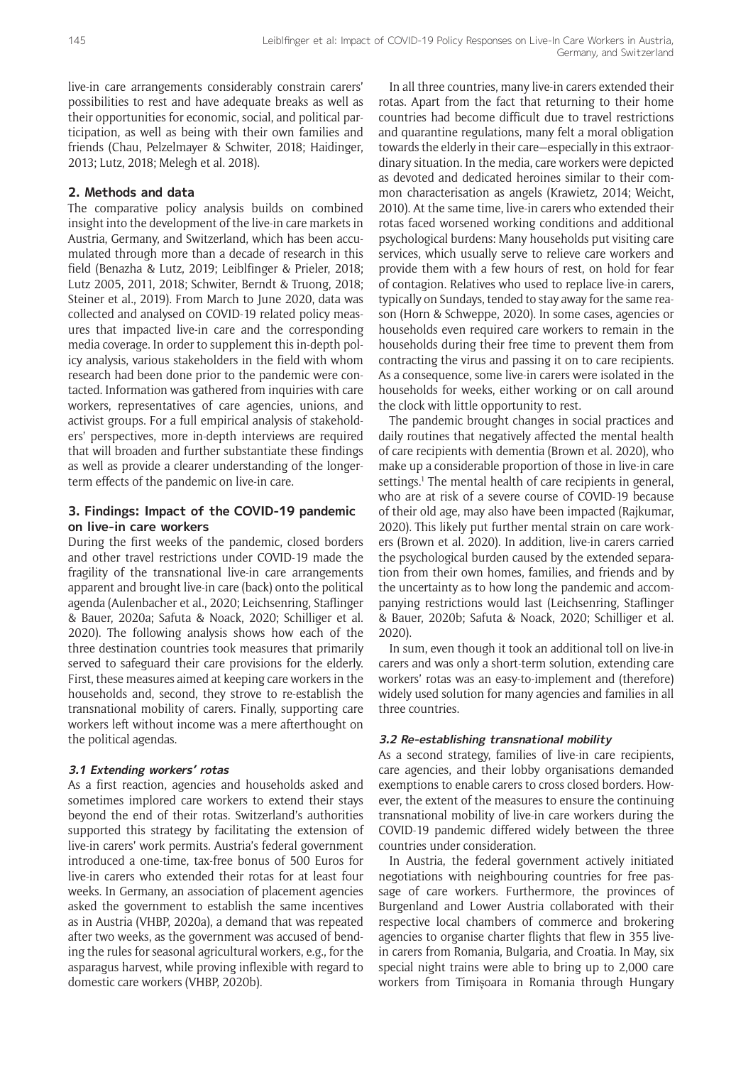live-in care arrangements considerably constrain carers' possibilities to rest and have adequate breaks as well as their opportunities for economic, social, and political participation, as well as being with their own families and friends (Chau, Pelzelmayer & Schwiter, 2018; Haidinger, 2013; Lutz, 2018; Melegh et al. 2018).

## 2. Methods and data

The comparative policy analysis builds on combined insight into the development of the live-in care markets in Austria, Germany, and Switzerland, which has been accumulated through more than a decade of research in this field (Benazha & Lutz, 2019; Leiblfinger & Prieler, 2018; Lutz 2005, 2011, 2018; Schwiter, Berndt & Truong, 2018; Steiner et al., 2019). From March to June 2020, data was collected and analysed on COVID-19 related policy measures that impacted live-in care and the corresponding media coverage. In order to supplement this in-depth policy analysis, various stakeholders in the field with whom research had been done prior to the pandemic were contacted. Information was gathered from inquiries with care workers, representatives of care agencies, unions, and activist groups. For a full empirical analysis of stakeholders' perspectives, more in-depth interviews are required that will broaden and further substantiate these findings as well as provide a clearer understanding of the longer-term effects of the pandemic on live-in care.

## 3. Findings: Impact of the COVID-19 pandemic on live-in care workers

During the first weeks of the pandemic, closed borders and other travel restrictions under COVID-19 made the fragility of the transnational live-in care arrangements apparent and brought live-in care (back) onto the political agenda (Aulenbacher et al., 2020; Leichsenring, Staflinger & Bauer, 2020a; Safuta & Noack, 2020; Schilliger et al. 2020). The following analysis shows how each of the three destination countries took measures that primarily served to safeguard their care provisions for the elderly. First, these measures aimed at keeping care workers in the households and, second, they strove to re-establish the transnational mobility of carers. Finally, supporting care workers left without income was a mere afterthought on the political agendas.

### *3.1 Extending workers' rotas*

As a first reaction, agencies and households asked and sometimes implored care workers to extend their stays beyond the end of their rotas. Switzerland's authorities supported this strategy by facilitating the extension of live-in carers' work permits. Austria's federal government introduced a one-time, tax-free bonus of 500 Euros for live-in carers who extended their rotas for at least four weeks. In Germany, an association of placement agencies asked the government to establish the same incentives as in Austria (VHBP, 2020a), a demand that was repeated after two weeks, as the government was accused of bending the rules for seasonal agricultural workers, e.g., for the asparagus harvest, while proving inflexible with regard to domestic care workers (VHBP, 2020b).

In all three countries, many live-in carers extended their rotas. Apart from the fact that returning to their home countries had become difficult due to travel restrictions and quarantine regulations, many felt a moral obligation towards the elderly in their care—especially in this extraordinary situation. In the media, care workers were depicted as devoted and dedicated heroines similar to their common characterisation as angels (Krawietz, 2014; Weicht, 2010). At the same time, live-in carers who extended their rotas faced worsened working conditions and additional psychological burdens: Many households put visiting care services, which usually serve to relieve care workers and provide them with a few hours of rest, on hold for fear of contagion. Relatives who used to replace live-in carers, typically on Sundays, tended to stay away for the same reason (Horn & Schweppe, 2020). In some cases, agencies or households even required care workers to remain in the households during their free time to prevent them from contracting the virus and passing it on to care recipients. As a consequence, some live-in carers were isolated in the households for weeks, either working or on call around the clock with little opportunity to rest.

The pandemic brought changes in social practices and daily routines that negatively affected the mental health of care recipients with dementia (Brown et al. 2020), who make up a considerable proportion of those in live-in care settings.[1] The mental health of care recipients in general, who are at risk of a severe course of COVID-19 because of their old age, may also have been impacted (Rajkumar, 2020). This likely put further mental strain on care workers (Brown et al. 2020). In addition, live-in carers carried the psychological burden caused by the extended separation from their own homes, families, and friends and by the uncertainty as to how long the pandemic and accompanying restrictions would last (Leichsenring, Staflinger & Bauer, 2020b; Safuta & Noack, 2020; Schilliger et al. 2020).

In sum, even though it took an additional toll on live-in carers and was only a short-term solution, extending care workers' rotas was an easy-to-implement and (therefore) widely used solution for many agencies and families in all three countries.

### *3.2 Re-establishing transnational mobility*

As a second strategy, families of live-in care recipients, care agencies, and their lobby organisations demanded exemptions to enable carers to cross closed borders. However, the extent of the measures to ensure the continuing transnational mobility of live-in care workers during the COVID-19 pandemic differed widely between the three countries under consideration.

In Austria, the federal government actively initiated negotiations with neighbouring countries for free passage of care workers. Furthermore, the provinces of Burgenland and Lower Austria collaborated with their respective local chambers of commerce and brokering agencies to organise charter flights that flew in 355 live-in carers from Romania, Bulgaria, and Croatia. In May, six special night trains were able to bring up to 2,000 care workers from Timișoara in Romania through Hungary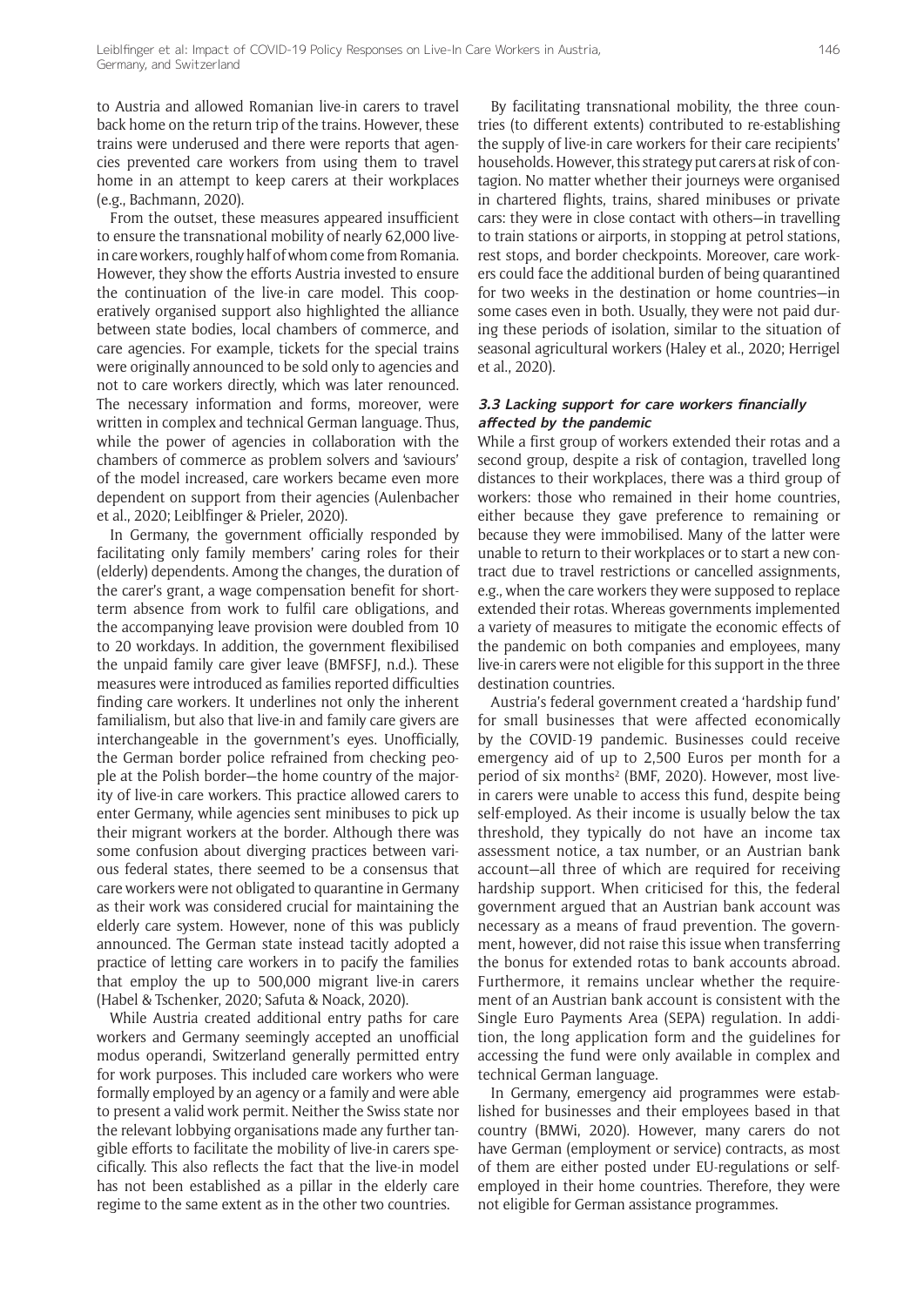to Austria and allowed Romanian live-in carers to travel back home on the return trip of the trains. However, these trains were underused and there were reports that agencies prevented care workers from using them to travel home in an attempt to keep carers at their workplaces (e.g., Bachmann, 2020).

From the outset, these measures appeared insufficient to ensure the transnational mobility of nearly 62,000 live-in care workers, roughly half of whom come from Romania. However, they show the efforts Austria invested to ensure the continuation of the live-in care model. This cooperatively organised support also highlighted the alliance between state bodies, local chambers of commerce, and care agencies. For example, tickets for the special trains were originally announced to be sold only to agencies and not to care workers directly, which was later renounced. The necessary information and forms, moreover, were written in complex and technical German language. Thus, while the power of agencies in collaboration with the chambers of commerce as problem solvers and 'saviours' of the model increased, care workers became even more dependent on support from their agencies (Aulenbacher et al., 2020; Leiblfinger & Prieler, 2020).

In Germany, the government officially responded by facilitating only family members' caring roles for their (elderly) dependents. Among the changes, the duration of the carer's grant, a wage compensation benefit for short-term absence from work to fulfil care obligations, and the accompanying leave provision were doubled from 10 to 20 workdays. In addition, the government flexibilised the unpaid family care giver leave (BMFSFJ, n.d.). These measures were introduced as families reported difficulties finding care workers. It underlines not only the inherent familialism, but also that live-in and family care givers are interchangeable in the government's eyes. Unofficially, the German border police refrained from checking people at the Polish border—the home country of the majority of live-in care workers. This practice allowed carers to enter Germany, while agencies sent minibuses to pick up their migrant workers at the border. Although there was some confusion about diverging practices between various federal states, there seemed to be a consensus that care workers were not obligated to quarantine in Germany as their work was considered crucial for maintaining the elderly care system. However, none of this was publicly announced. The German state instead tacitly adopted a practice of letting care workers in to pacify the families that employ the up to 500,000 migrant live-in carers (Habel & Tschenker, 2020; Safuta & Noack, 2020).

While Austria created additional entry paths for care workers and Germany seemingly accepted an unofficial modus operandi, Switzerland generally permitted entry for work purposes. This included care workers who were formally employed by an agency or a family and were able to present a valid work permit. Neither the Swiss state nor the relevant lobbying organisations made any further tangible efforts to facilitate the mobility of live-in carers specifically. This also reflects the fact that the live-in model has not been established as a pillar in the elderly care regime to the same extent as in the other two countries.

By facilitating transnational mobility, the three countries (to different extents) contributed to re-establishing the supply of live-in care workers for their care recipients' households. However, this strategy put carers at risk of contagion. No matter whether their journeys were organised in chartered flights, trains, shared minibuses or private cars: they were in close contact with others—in travelling to train stations or airports, in stopping at petrol stations, rest stops, and border checkpoints. Moreover, care workers could face the additional burden of being quarantined for two weeks in the destination or home countries—in some cases even in both. Usually, they were not paid during these periods of isolation, similar to the situation of seasonal agricultural workers (Haley et al., 2020; Herrigel et al., 2020).

### 3.3 Lacking support for care workers financially affected by the pandemic

While a first group of workers extended their rotas and a second group, despite a risk of contagion, travelled long distances to their workplaces, there was a third group of workers: those who remained in their home countries, either because they gave preference to remaining or because they were immobilised. Many of the latter were unable to return to their workplaces or to start a new contract due to travel restrictions or cancelled assignments, e.g., when the care workers they were supposed to replace extended their rotas. Whereas governments implemented a variety of measures to mitigate the economic effects of the pandemic on both companies and employees, many live-in carers were not eligible for this support in the three destination countries.

Austria's federal government created a 'hardship fund' for small businesses that were affected economically by the COVID-19 pandemic. Businesses could receive emergency aid of up to 2,500 Euros per month for a period of six months[2] (BMF, 2020). However, most live-in carers were unable to access this fund, despite being self-employed. As their income is usually below the tax threshold, they typically do not have an income tax assessment notice, a tax number, or an Austrian bank account—all three of which are required for receiving hardship support. When criticised for this, the federal government argued that an Austrian bank account was necessary as a means of fraud prevention. The government, however, did not raise this issue when transferring the bonus for extended rotas to bank accounts abroad. Furthermore, it remains unclear whether the requirement of an Austrian bank account is consistent with the Single Euro Payments Area (SEPA) regulation. In addition, the long application form and the guidelines for accessing the fund were only available in complex and technical German language.

In Germany, emergency aid programmes were established for businesses and their employees based in that country (BMWi, 2020). However, many carers do not have German (employment or service) contracts, as most of them are either posted under EU-regulations or self-employed in their home countries. Therefore, they were not eligible for German assistance programmes.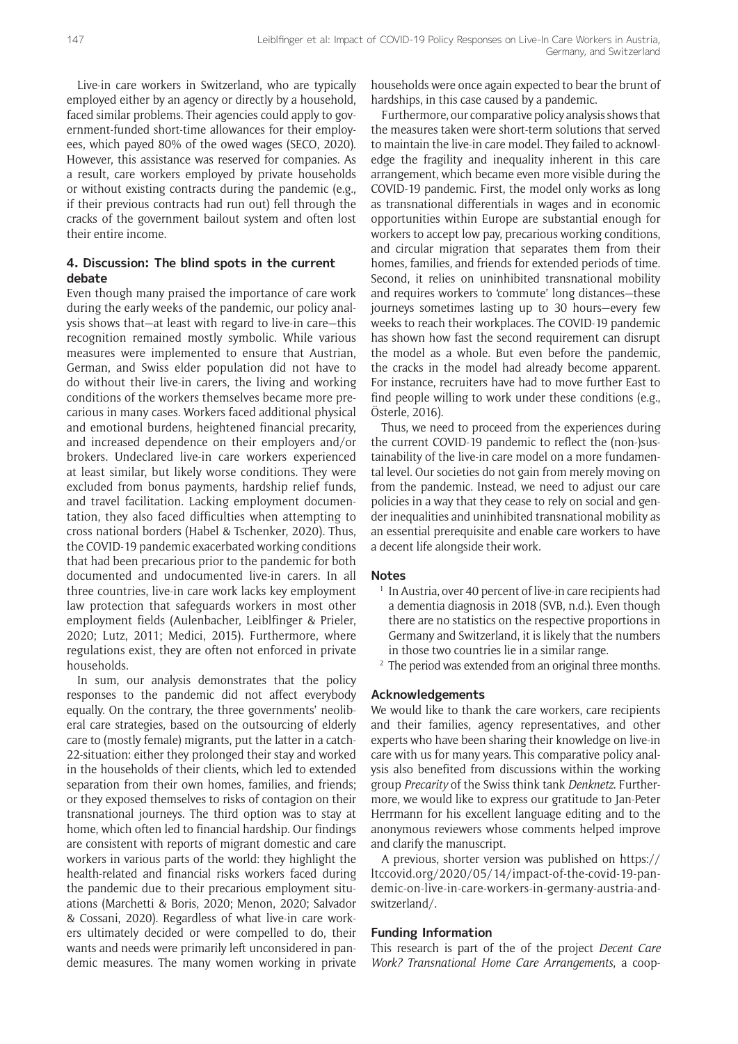Live-in care workers in Switzerland, who are typically employed either by an agency or directly by a household, faced similar problems. Their agencies could apply to government-funded short-time allowances for their employees, which payed 80% of the owed wages (SECO, 2020). However, this assistance was reserved for companies. As a result, care workers employed by private households or without existing contracts during the pandemic (e.g., if their previous contracts had run out) fell through the cracks of the government bailout system and often lost their entire income.

### 4. Discussion: The blind spots in the current debate

Even though many praised the importance of care work during the early weeks of the pandemic, our policy analysis shows that—at least with regard to live-in care—this recognition remained mostly symbolic. While various measures were implemented to ensure that Austrian, German, and Swiss elder population did not have to do without their live-in carers, the living and working conditions of the workers themselves became more precarious in many cases. Workers faced additional physical and emotional burdens, heightened financial precarity, and increased dependence on their employers and/or brokers. Undeclared live-in care workers experienced at least similar, but likely worse conditions. They were excluded from bonus payments, hardship relief funds, and travel facilitation. Lacking employment documentation, they also faced difficulties when attempting to cross national borders (Habel & Tschenker, 2020). Thus, the COVID-19 pandemic exacerbated working conditions that had been precarious prior to the pandemic for both documented and undocumented live-in carers. In all three countries, live-in care work lacks key employment law protection that safeguards workers in most other employment fields (Aulenbacher, Leiblfinger & Prieler, 2020; Lutz, 2011; Medici, 2015). Furthermore, where regulations exist, they are often not enforced in private households.

In sum, our analysis demonstrates that the policy responses to the pandemic did not affect everybody equally. On the contrary, the three governments' neoliberal care strategies, based on the outsourcing of elderly care to (mostly female) migrants, put the latter in a catch-22-situation: either they prolonged their stay and worked in the households of their clients, which led to extended separation from their own homes, families, and friends; or they exposed themselves to risks of contagion on their transnational journeys. The third option was to stay at home, which often led to financial hardship. Our findings are consistent with reports of migrant domestic and care workers in various parts of the world: they highlight the health-related and financial risks workers faced during the pandemic due to their precarious employment situations (Marchetti & Boris, 2020; Menon, 2020; Salvador & Cossani, 2020). Regardless of what live-in care workers ultimately decided or were compelled to do, their wants and needs were primarily left unconsidered in pandemic measures. The many women working in private households were once again expected to bear the brunt of hardships, in this case caused by a pandemic.

Furthermore, our comparative policy analysis shows that the measures taken were short-term solutions that served to maintain the live-in care model. They failed to acknowledge the fragility and inequality inherent in this care arrangement, which became even more visible during the COVID-19 pandemic. First, the model only works as long as transnational differentials in wages and in economic opportunities within Europe are substantial enough for workers to accept low pay, precarious working conditions, and circular migration that separates them from their homes, families, and friends for extended periods of time. Second, it relies on uninhibited transnational mobility and requires workers to 'commute' long distances—these journeys sometimes lasting up to 30 hours—every few weeks to reach their workplaces. The COVID-19 pandemic has shown how fast the second requirement can disrupt the model as a whole. But even before the pandemic, the cracks in the model had already become apparent. For instance, recruiters have had to move further East to find people willing to work under these conditions (e.g., Österle, 2016).

Thus, we need to proceed from the experiences during the current COVID-19 pandemic to reflect the (non-)sustainability of the live-in care model on a more fundamental level. Our societies do not gain from merely moving on from the pandemic. Instead, we need to adjust our care policies in a way that they cease to rely on social and gender inequalities and uninhibited transnational mobility as an essential prerequisite and enable care workers to have a decent life alongside their work.

### Notes

[1] In Austria, over 40 percent of live-in care recipients had a dementia diagnosis in 2018 (SVB, n.d.). Even though there are no statistics on the respective proportions in Germany and Switzerland, it is likely that the numbers in those two countries lie in a similar range.

[2] The period was extended from an original three months.

### Acknowledgements

We would like to thank the care workers, care recipients and their families, agency representatives, and other experts who have been sharing their knowledge on live-in care with us for many years. This comparative policy analysis also benefited from discussions within the working group *Precarity* of the Swiss think tank *Denknetz*. Furthermore, we would like to express our gratitude to Jan-Peter Herrmann for his excellent language editing and to the anonymous reviewers whose comments helped improve and clarify the manuscript.

A previous, shorter version was published on https://ltccovid.org/2020/05/14/impact-of-the-covid-19-pandemic-on-live-in-care-workers-in-germany-austria-and-switzerland/.

### Funding Information

This research is part of the of the project *Decent Care Work? Transnational Home Care Arrangements*, a coop-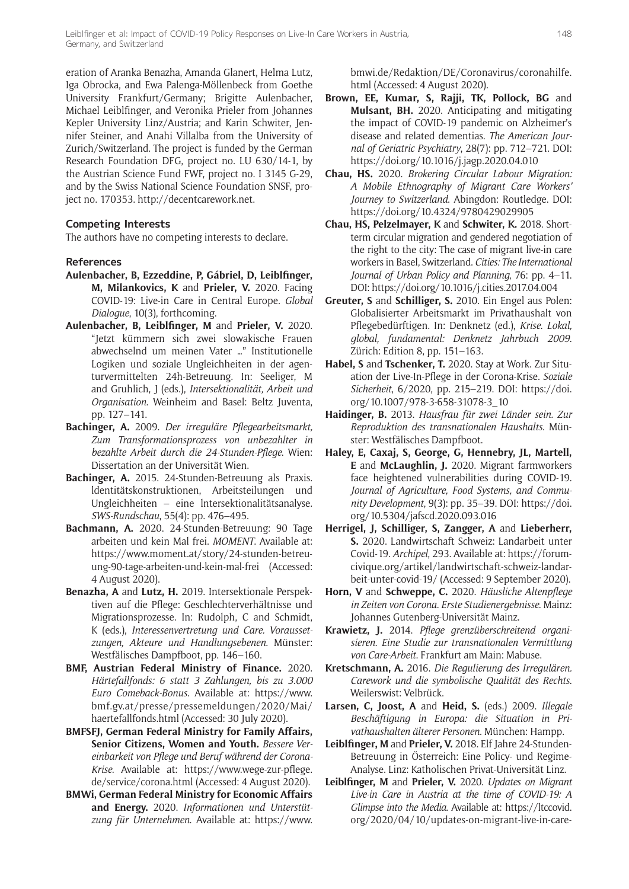eration of Aranka Benazha, Amanda Glanert, Helma Lutz, Iga Obrocka, and Ewa Palenga-Möllenbeck from Goethe University Frankfurt/Germany; Brigitte Aulenbacher, Michael Leiblfinger, and Veronika Prieler from Johannes Kepler University Linz/Austria; and Karin Schwiter, Jennifer Steiner, and Anahi Villalba from the University of Zurich/Switzerland. The project is funded by the German Research Foundation DFG, project no. LU 630/14-1, by the Austrian Science Fund FWF, project no. I 3145 G-29, and by the Swiss National Science Foundation SNSF, project no. 170353. http://decentcarework.net.

### Competing Interests

The authors have no competing interests to declare.

### References

**Aulenbacher, B, Ezzeddine, P, Gábriel, D, Leiblfinger, M, Milankovics, K** and **Prieler, V.** 2020. Facing COVID-19: Live-in Care in Central Europe. *Global Dialogue*, 10(3), forthcoming.

**Aulenbacher, B, Leiblfinger, M** and **Prieler, V.** 2020. "Jetzt kümmern sich zwei slowakische Frauen abwechselnd um meinen Vater …" Institutionelle Logiken und soziale Ungleichheiten in der agenturvermittelten 24h-Betreuung. In: Seeliger, M and Gruhlich, J (eds.), *Intersektionalität, Arbeit und Organisation*. Weinheim and Basel: Beltz Juventa, pp. 127–141.

**Bachinger, A.** 2009. *Der irreguläre Pflegearbeitsmarkt, Zum Transformationsprozess von unbezahlter in bezahlte Arbeit durch die 24-Stunden-Pflege*. Wien: Dissertation an der Universität Wien.

**Bachinger, A.** 2015. 24-Stunden-Betreuung als Praxis. Identitätskonstruktionen, Arbeitsteilungen und Ungleichheiten – eine Intersektionalitätsanalyse. *SWS-Rundschau*, 55(4): pp. 476–495.

**Bachmann, A.** 2020. 24-Stunden-Betreuung: 90 Tage arbeiten und kein Mal frei. *MOMENT*. Available at: https://www.moment.at/story/24-stunden-betreuung-90-tage-arbeiten-und-kein-mal-frei (Accessed: 4 August 2020).

**Benazha, A** and **Lutz, H.** 2019. Intersektionale Perspektiven auf die Pflege: Geschlechterverhältnisse und Migrationsprozesse. In: Rudolph, C and Schmidt, K (eds.), *Interessenvertretung und Care. Voraussetzungen, Akteure und Handlungsebenen*. Münster: Westfälisches Dampfboot, pp. 146–160.

**BMF, Austrian Federal Ministry of Finance.** 2020. *Härtefallfonds: 6 statt 3 Zahlungen, bis zu 3.000 Euro Comeback-Bonus*. Available at: https://www.bmf.gv.at/presse/pressemeldungen/2020/Mai/haertefallfonds.html (Accessed: 30 July 2020).

**BMFSFJ, German Federal Ministry for Family Affairs, Senior Citizens, Women and Youth.** *Bessere Vereinbarkeit von Pflege und Beruf während der Corona-Krise*. Available at: https://www.wege-zur-pflege.de/service/corona.html (Accessed: 4 August 2020).

**BMWi, German Federal Ministry for Economic Affairs and Energy.** 2020. *Informationen und Unterstützung für Unternehmen*. Available at: https://www.bmwi.de/Redaktion/DE/Coronavirus/coronahilfe.html (Accessed: 4 August 2020).

**Brown, EE, Kumar, S, Rajji, TK, Pollock, BG** and **Mulsant, BH.** 2020. Anticipating and mitigating the impact of COVID-19 pandemic on Alzheimer's disease and related dementias. *The American Journal of Geriatric Psychiatry*, 28(7): pp. 712–721. DOI: https://doi.org/10.1016/j.jagp.2020.04.010

**Chau, HS.** 2020. *Brokering Circular Labour Migration: A Mobile Ethnography of Migrant Care Workers' Journey to Switzerland*. Abingdon: Routledge. DOI: https://doi.org/10.4324/9780429029905

**Chau, HS, Pelzelmayer, K** and **Schwiter, K.** 2018. Short-term circular migration and gendered negotiation of the right to the city: The case of migrant live-in care workers in Basel, Switzerland. *Cities: The International Journal of Urban Policy and Planning*, 76: pp. 4–11. DOI: https://doi.org/10.1016/j.cities.2017.04.004

**Greuter, S** and **Schilliger, S.** 2010. Ein Engel aus Polen: Globalisierter Arbeitsmarkt im Privathaushalt von Pflegebedürftigen. In: Denknetz (ed.), *Krise. Lokal, global, fundamental: Denknetz Jahrbuch 2009*. Zürich: Edition 8, pp. 151–163.

**Habel, S** and **Tschenker, T.** 2020. Stay at Work. Zur Situation der Live-In-Pflege in der Corona-Krise. *Soziale Sicherheit*, 6/2020, pp. 215–219. DOI: https://doi.org/10.1007/978-3-658-31078-3_10

**Haidinger, B.** 2013. *Hausfrau für zwei Länder sein. Zur Reproduktion des transnationalen Haushalts*. Münster: Westfälisches Dampfboot.

**Haley, E, Caxaj, S, George, G, Hennebry, JL, Martell, E** and **McLaughlin, J.** 2020. Migrant farmworkers face heightened vulnerabilities during COVID-19. *Journal of Agriculture, Food Systems, and Community Development*, 9(3): pp. 35–39. DOI: https://doi.org/10.5304/jafscd.2020.093.016

**Herrigel, J, Schilliger, S, Zangger, A** and **Lieberherr, S.** 2020. Landwirtschaft Schweiz: Landarbeit unter Covid-19. *Archipel*, 293. Available at: https://forumcivique.org/artikel/landwirtschaft-schweiz-landarbeit-unter-covid-19/ (Accessed: 9 September 2020).

**Horn, V** and **Schweppe, C.** 2020. *Häusliche Altenpflege in Zeiten von Corona. Erste Studienergebnisse*. Mainz: Johannes Gutenberg-Universität Mainz.

**Krawietz, J.** 2014. *Pflege grenzüberschreitend organisieren. Eine Studie zur transnationalen Vermittlung von Care-Arbeit*. Frankfurt am Main: Mabuse.

**Kretschmann, A.** 2016. *Die Regulierung des Irregulären. Carework und die symbolische Qualität des Rechts*. Weilerswist: Velbrück.

**Larsen, C, Joost, A** and **Heid, S.** (eds.) 2009. *Illegale Beschäftigung in Europa: die Situation in Privathaushalten älterer Personen*. München: Hampp.

**Leiblfinger, M** and **Prieler, V.** 2018. Elf Jahre 24-Stunden-Betreuung in Österreich: Eine Policy- und Regime-Analyse. Linz: Katholischen Privat-Universität Linz.

**Leiblfinger, M** and **Prieler, V.** 2020. *Updates on Migrant Live-in Care in Austria at the time of COVID-19: A Glimpse into the Media*. Available at: https://ltccovid.org/2020/04/10/updates-on-migrant-live-in-care-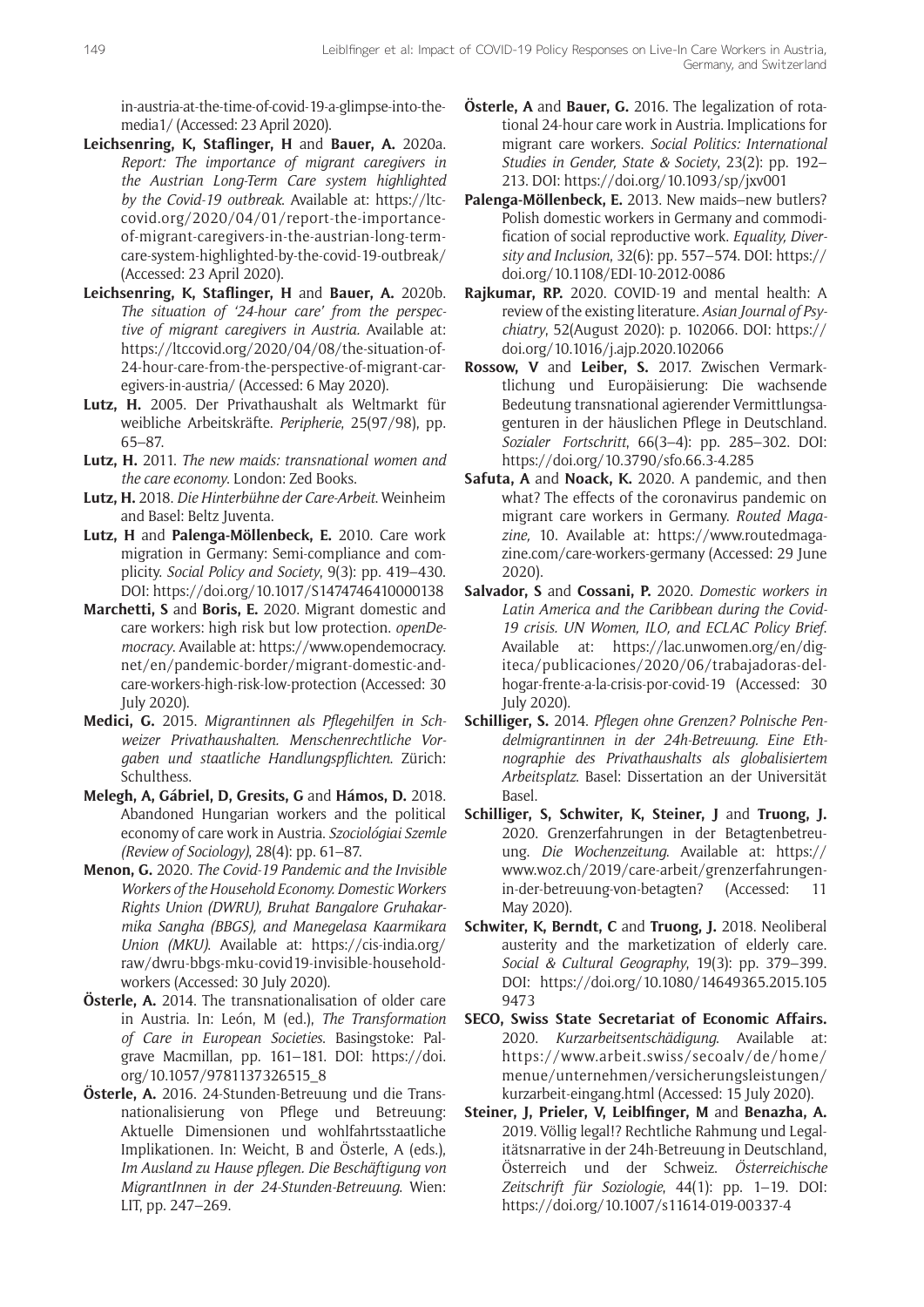in-austria-at-the-time-of-covid-19-a-glimpse-into-the-media1/ (Accessed: 23 April 2020).

**Leichsenring, K, Staflinger, H** and **Bauer, A.** 2020a. *Report: The importance of migrant caregivers in the Austrian Long-Term Care system highlighted by the Covid-19 outbreak*. Available at: https://ltccovid.org/2020/04/01/report-the-importance-of-migrant-caregivers-in-the-austrian-long-term-care-system-highlighted-by-the-covid-19-outbreak/ (Accessed: 23 April 2020).

**Leichsenring, K, Staflinger, H** and **Bauer, A.** 2020b. *The situation of '24-hour care' from the perspective of migrant caregivers in Austria*. Available at: https://ltccovid.org/2020/04/08/the-situation-of-24-hour-care-from-the-perspective-of-migrant-caregivers-in-austria/ (Accessed: 6 May 2020).

**Lutz, H.** 2005. Der Privathaushalt als Weltmarkt für weibliche Arbeitskräfte. *Peripherie*, 25(97/98), pp. 65–87.

**Lutz, H.** 2011. *The new maids: transnational women and the care economy*. London: Zed Books.

**Lutz, H.** 2018. *Die Hinterbühne der Care-Arbeit*. Weinheim and Basel: Beltz Juventa.

**Lutz, H** and **Palenga-Möllenbeck, E.** 2010. Care work migration in Germany: Semi-compliance and complicity. *Social Policy and Society*, 9(3): pp. 419–430. DOI: https://doi.org/10.1017/S1474746410000138

**Marchetti, S** and **Boris, E.** 2020. Migrant domestic and care workers: high risk but low protection. *openDemocracy*. Available at: https://www.opendemocracy.net/en/pandemic-border/migrant-domestic-and-care-workers-high-risk-low-protection (Accessed: 30 July 2020).

**Medici, G.** 2015. *Migrantinnen als Pflegehilfen in Schweizer Privathaushalten. Menschenrechtliche Vorgaben und staatliche Handlungspflichten*. Zürich: Schulthess.

**Melegh, A, Gábriel, D, Gresits, G** and **Hámos, D.** 2018. Abandoned Hungarian workers and the political economy of care work in Austria. *Szociológiai Szemle (Review of Sociology)*, 28(4): pp. 61–87.

**Menon, G.** 2020. *The Covid-19 Pandemic and the Invisible Workers of the Household Economy. Domestic Workers Rights Union (DWRU), Bruhat Bangalore Gruhakarmika Sangha (BBGS), and Manegelasa Kaarmikara Union (MKU)*. Available at: https://cis-india.org/raw/dwru-bbgs-mku-covid19-invisible-household-workers (Accessed: 30 July 2020).

**Österle, A.** 2014. The transnationalisation of older care in Austria. In: León, M (ed.), *The Transformation of Care in European Societies*. Basingstoke: Palgrave Macmillan, pp. 161–181. DOI: https://doi.org/10.1057/9781137326515_8

**Österle, A.** 2016. 24-Stunden-Betreuung und die Transnationalisierung von Pflege und Betreuung: Aktuelle Dimensionen und wohlfahrtsstaatliche Implikationen. In: Weicht, B and Österle, A (eds.), *Im Ausland zu Hause pflegen. Die Beschäftigung von MigrantInnen in der 24-Stunden-Betreuung*. Wien: LIT, pp. 247–269.

**Österle, A** and **Bauer, G.** 2016. The legalization of rotational 24-hour care work in Austria. Implications for migrant care workers. *Social Politics: International Studies in Gender, State & Society*, 23(2): pp. 192–213. DOI: https://doi.org/10.1093/sp/jxv001

**Palenga-Möllenbeck, E.** 2013. New maids–new butlers? Polish domestic workers in Germany and commodification of social reproductive work. *Equality, Diversity and Inclusion*, 32(6): pp. 557–574. DOI: https://doi.org/10.1108/EDI-10-2012-0086

**Rajkumar, RP.** 2020. COVID-19 and mental health: A review of the existing literature. *Asian Journal of Psychiatry*, 52(August 2020): p. 102066. DOI: https://doi.org/10.1016/j.ajp.2020.102066

**Rossow, V** and **Leiber, S.** 2017. Zwischen Vermarktlichung und Europäisierung: Die wachsende Bedeutung transnational agierender Vermittlungsagenturen in der häuslichen Pflege in Deutschland. *Sozialer Fortschritt*, 66(3–4): pp. 285–302. DOI: https://doi.org/10.3790/sfo.66.3-4.285

**Safuta, A** and **Noack, K.** 2020. A pandemic, and then what? The effects of the coronavirus pandemic on migrant care workers in Germany. *Routed Magazine,* 10. Available at: https://www.routedmagazine.com/care-workers-germany (Accessed: 29 June 2020).

**Salvador, S** and **Cossani, P.** 2020. *Domestic workers in Latin America and the Caribbean during the Covid-19 crisis. UN Women, ILO, and ECLAC Policy Brief*. Available at: https://lac.unwomen.org/en/digiteca/publicaciones/2020/06/trabajadoras-del-hogar-frente-a-la-crisis-por-covid-19 (Accessed: 30 July 2020).

**Schilliger, S.** 2014. *Pflegen ohne Grenzen? Polnische Pendelmigrantinnen in der 24h-Betreuung. Eine Ethnographie des Privathaushalts als globalisiertem Arbeitsplatz*. Basel: Dissertation an der Universität Basel.

**Schilliger, S, Schwiter, K, Steiner, J** and **Truong, J.** 2020. Grenzerfahrungen in der Betagtenbetreuung. *Die Wochenzeitung*. Available at: https://www.woz.ch/2019/care-arbeit/grenzerfahrungen-in-der-betreuung-von-betagten? (Accessed: 11 May 2020).

**Schwiter, K, Berndt, C** and **Truong, J.** 2018. Neoliberal austerity and the marketization of elderly care. *Social & Cultural Geography*, 19(3): pp. 379–399. DOI: https://doi.org/10.1080/14649365.2015.1059473

**SECO, Swiss State Secretariat of Economic Affairs.** 2020. *Kurzarbeitsentschädigung*. Available at: https://www.arbeit.swiss/secoalv/de/home/menue/unternehmen/versicherungsleistungen/kurzarbeit-eingang.html (Accessed: 15 July 2020).

**Steiner, J, Prieler, V, Leiblfinger, M** and **Benazha, A.** 2019. Völlig legal!? Rechtliche Rahmung und Legalitätsnarrative in der 24h-Betreuung in Deutschland, Österreich und der Schweiz. *Österreichische Zeitschrift für Soziologie*, 44(1): pp. 1–19. DOI: https://doi.org/10.1007/s11614-019-00337-4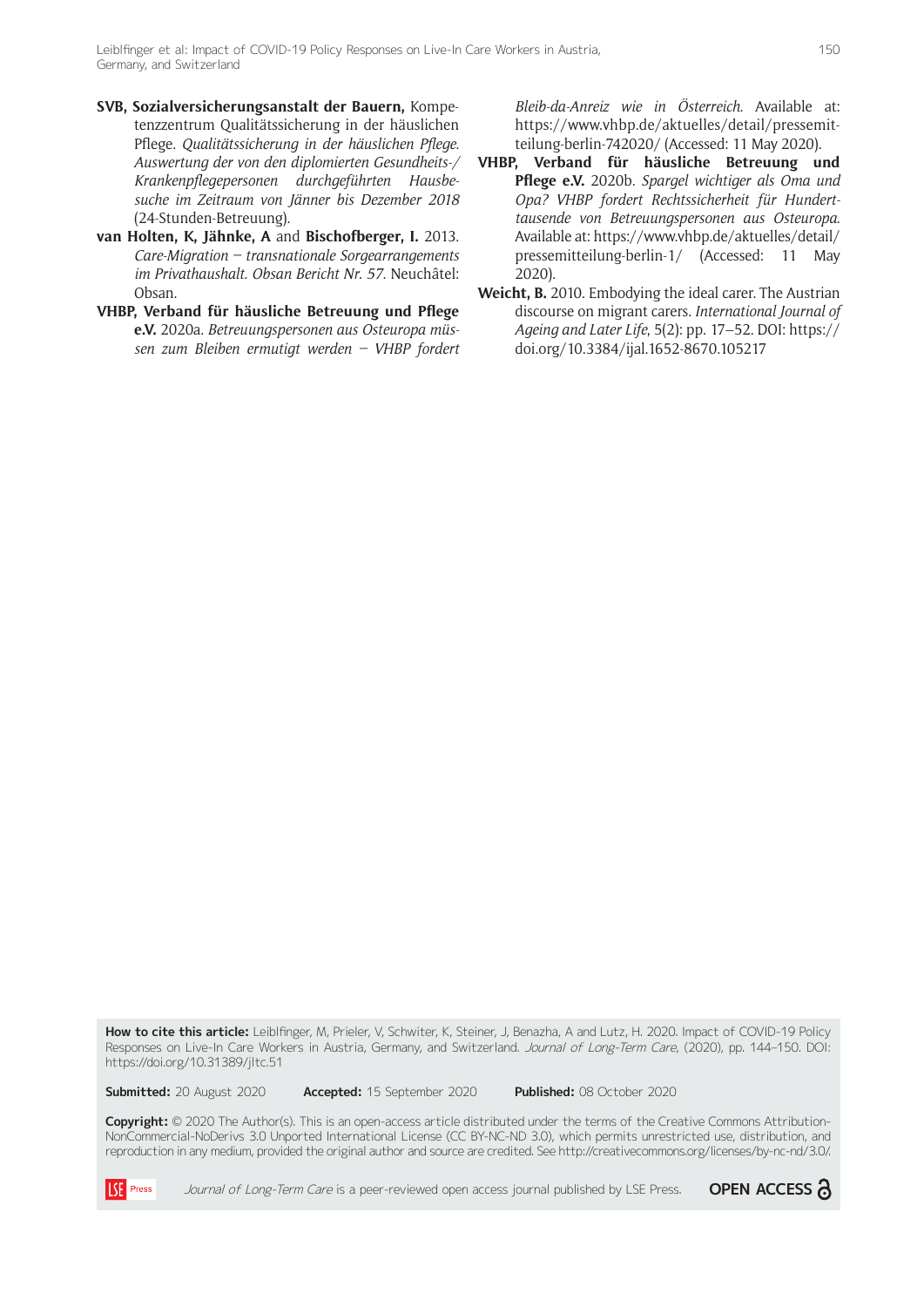**SVB, Sozialversicherungsanstalt der Bauern,** Kompetenzzentrum Qualitätssicherung in der häuslichen Pflege. *Qualitätssicherung in der häuslichen Pflege. Auswertung der von den diplomierten Gesundheits-/ Krankenpflegepersonen durchgeführten Hausbesuche im Zeitraum von Jänner bis Dezember 2018* (24-Stunden-Betreuung).

**van Holten, K, Jähnke, A** and **Bischofberger, I.** 2013. *Care-Migration – transnationale Sorgearrangements im Privathaushalt. Obsan Bericht Nr. 57*. Neuchâtel: Obsan.

**VHBP, Verband für häusliche Betreuung und Pflege e.V.** 2020a. *Betreuungspersonen aus Osteuropa müssen zum Bleiben ermutigt werden – VHBP fordert Bleib-da-Anreiz wie in Österreich*. Available at: https://www.vhbp.de/aktuelles/detail/pressemitteilung-berlin-742020/ (Accessed: 11 May 2020).

**VHBP, Verband für häusliche Betreuung und Pflege e.V.** 2020b. *Spargel wichtiger als Oma und Opa? VHBP fordert Rechtssicherheit für Hunderttausende von Betreuungspersonen aus Osteuropa*. Available at: https://www.vhbp.de/aktuelles/detail/pressemitteilung-berlin-1/ (Accessed: 11 May 2020).

**Weicht, B.** 2010. Embodying the ideal carer. The Austrian discourse on migrant carers. *International Journal of Ageing and Later Life*, 5(2): pp. 17–52. DOI: https://doi.org/10.3384/ijal.1652-8670.105217

**How to cite this article:** Leiblfinger, M, Prieler, V, Schwiter, K, Steiner, J, Benazha, A and Lutz, H. 2020. Impact of COVID-19 Policy Responses on Live-In Care Workers in Austria, Germany, and Switzerland. *Journal of Long-Term Care*, (2020), pp. 144–150. DOI: https://doi.org/10.31389/jltc.51

**Submitted:** 20 August 2020 **Accepted:** 15 September 2020 **Published:** 08 October 2020

**Copyright:** © 2020 The Author(s). This is an open-access article distributed under the terms of the Creative Commons Attribution-NonCommercial-NoDerivs 3.0 Unported International License (CC BY-NC-ND 3.0), which permits unrestricted use, distribution, and reproduction in any medium, provided the original author and source are credited. See http://creativecommons.org/licenses/by-nc-nd/3.0/.

LSE Press *Journal of Long-Term Care* is a peer-reviewed open access journal published by LSE Press. OPEN ACCESS